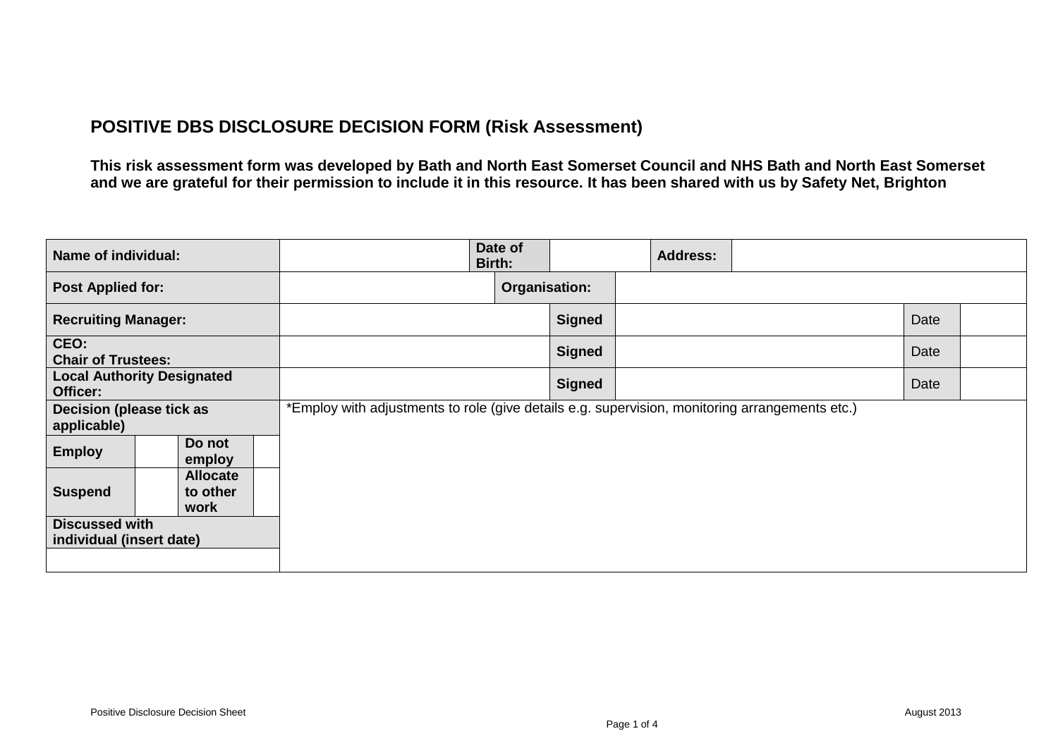# POSITIVE DBS DISCLOSURE DECISION FORM (Risk Assessment)

**This risk assessment form was developed by Bath and North East Somerset Council and NHS Bath and North East Somerset and we are grateful for their permission to include it in this resource. It has been shared with us by Safety Net, Brighton**

| **Name of individual:** | | | | | **Date of Birth:** | | **Address:** | | |
|---|---|---|---|---|---|---|---|---|---|
| **Post Applied for:** | | | | | **Organisation:** | | | | |
| **Recruiting Manager:** | | | | | **Signed** | | | Date | |
| **CEO:** **Chair of Trustees:** | | | | | **Signed** | | | Date | |
| **Local Authority Designated Officer:** | | | | | **Signed** | | | Date | |
| **Decision (please tick as applicable)** | | | | *Employ with adjustments to role (give details e.g. supervision, monitoring arrangements etc.) | | | | | |
| **Employ** | | **Do not employ** | | | | | | | |
| **Suspend** | | **Allocate to other work** | | | | | | | |
| **Discussed with individual (insert date)** | | | | | | | | | |
| | | | | | | | | | |

Positive Disclosure Decision Sheet — August 2013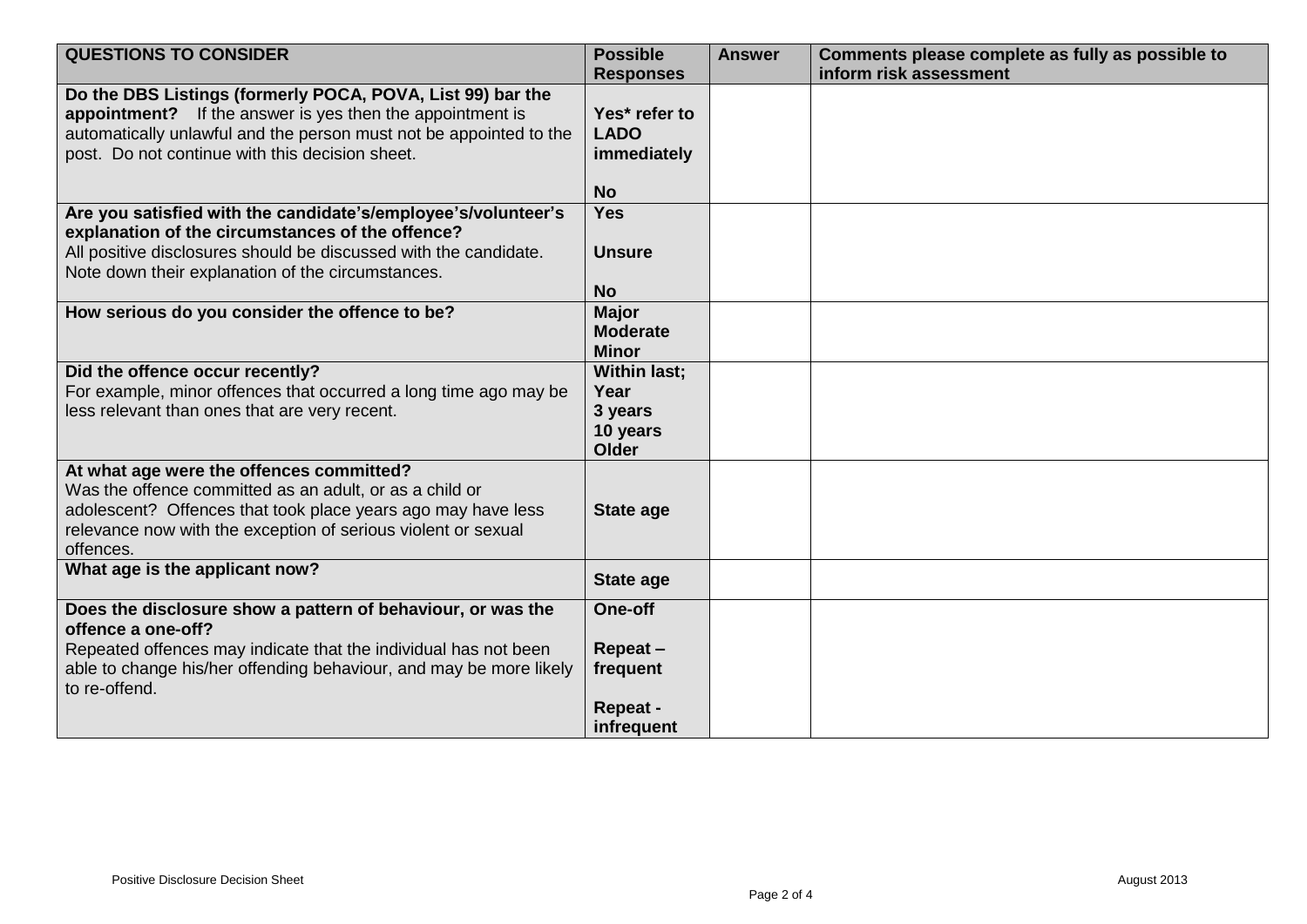| QUESTIONS TO CONSIDER | Possible Responses | Answer | Comments please complete as fully as possible to inform risk assessment |
|---|---|---|---|
| **Do the DBS Listings (formerly POCA, POVA, List 99) bar the appointment?** If the answer is yes then the appointment is automatically unlawful and the person must not be appointed to the post. Do not continue with this decision sheet. | **Yes* refer to LADO immediately**<br><br>**No** | | |
| **Are you satisfied with the candidate's/employee's/volunteer's explanation of the circumstances of the offence?**<br>All positive disclosures should be discussed with the candidate. Note down their explanation of the circumstances. | **Yes**<br><br>**Unsure**<br><br>**No** | | |
| **How serious do you consider the offence to be?** | **Major**<br>**Moderate**<br>**Minor** | | |
| **Did the offence occur recently?**<br>For example, minor offences that occurred a long time ago may be less relevant than ones that are very recent. | **Within last;**<br>**Year**<br>**3 years**<br>**10 years**<br>**Older** | | |
| **At what age were the offences committed?**<br>Was the offence committed as an adult, or as a child or adolescent? Offences that took place years ago may have less relevance now with the exception of serious violent or sexual offences. | **State age** | | |
| **What age is the applicant now?** | **State age** | | |
| **Does the disclosure show a pattern of behaviour, or was the offence a one-off?**<br>Repeated offences may indicate that the individual has not been able to change his/her offending behaviour, and may be more likely to re-offend. | **One-off**<br><br>**Repeat – frequent**<br><br>**Repeat - infrequent** | | |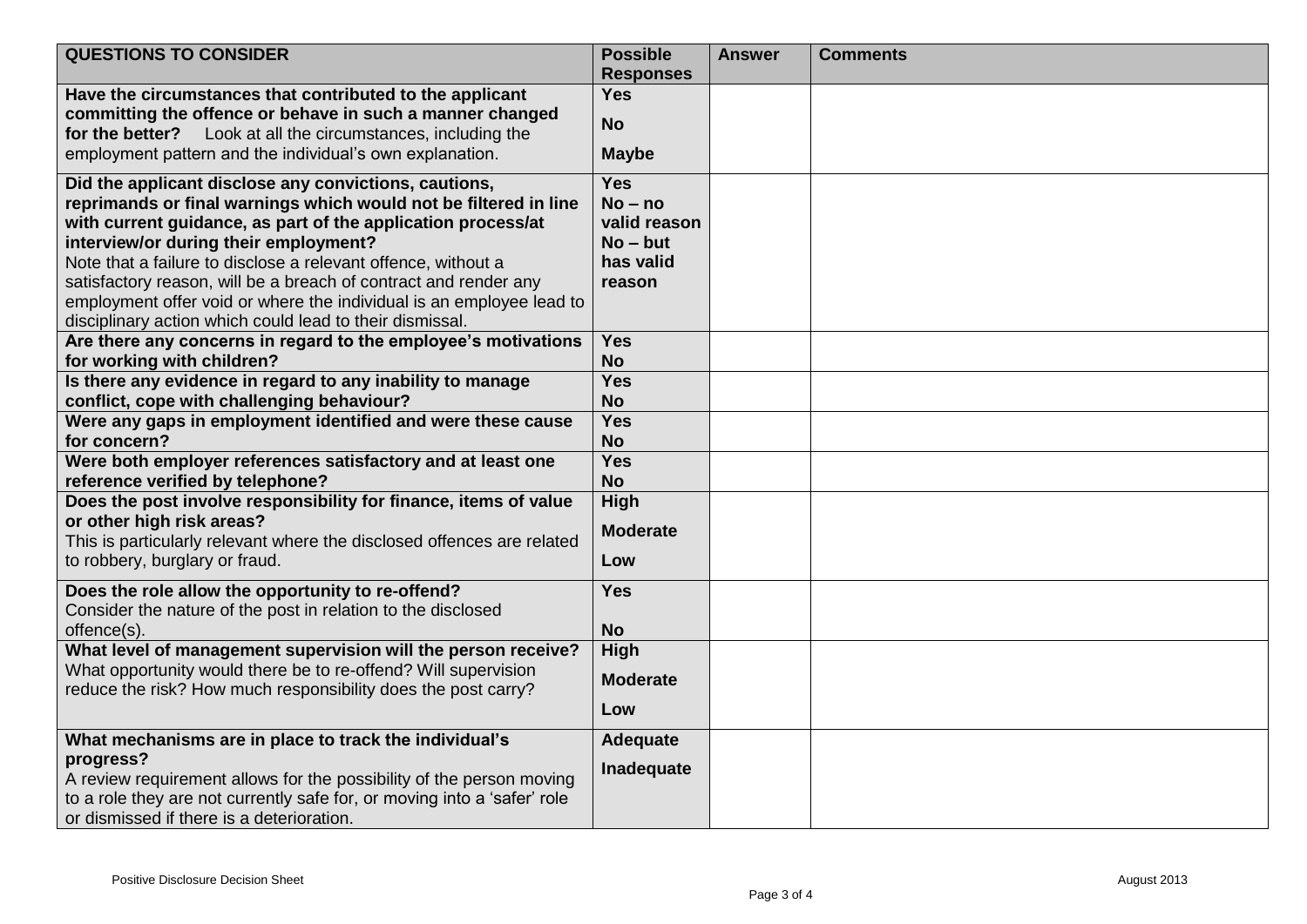| QUESTIONS TO CONSIDER | Possible Responses | Answer | Comments |
|---|---|---|---|
| **Have the circumstances that contributed to the applicant committing the offence or behave in such a manner changed for the better?** Look at all the circumstances, including the employment pattern and the individual's own explanation. | **Yes**<br>**No**<br>**Maybe** | | |
| **Did the applicant disclose any convictions, cautions, reprimands or final warnings which would not be filtered in line with current guidance, as part of the application process/at interview/or during their employment?**<br>Note that a failure to disclose a relevant offence, without a satisfactory reason, will be a breach of contract and render any employment offer void or where the individual is an employee lead to disciplinary action which could lead to their dismissal. | **Yes**<br>**No – no valid reason**<br>**No – but has valid reason** | | |
| **Are there any concerns in regard to the employee's motivations for working with children?** | **Yes**<br>**No** | | |
| **Is there any evidence in regard to any inability to manage conflict, cope with challenging behaviour?** | **Yes**<br>**No** | | |
| **Were any gaps in employment identified and were these cause for concern?** | **Yes**<br>**No** | | |
| **Were both employer references satisfactory and at least one reference verified by telephone?** | **Yes**<br>**No** | | |
| **Does the post involve responsibility for finance, items of value or other high risk areas?**<br>This is particularly relevant where the disclosed offences are related to robbery, burglary or fraud. | **High**<br>**Moderate**<br>**Low** | | |
| **Does the role allow the opportunity to re-offend?**<br>Consider the nature of the post in relation to the disclosed offence(s). | **Yes**<br>**No** | | |
| **What level of management supervision will the person receive?**<br>What opportunity would there be to re-offend? Will supervision reduce the risk? How much responsibility does the post carry? | **High**<br>**Moderate**<br>**Low** | | |
| **What mechanisms are in place to track the individual's progress?**<br>A review requirement allows for the possibility of the person moving to a role they are not currently safe for, or moving into a 'safer' role or dismissed if there is a deterioration. | **Adequate**<br>**Inadequate** | | |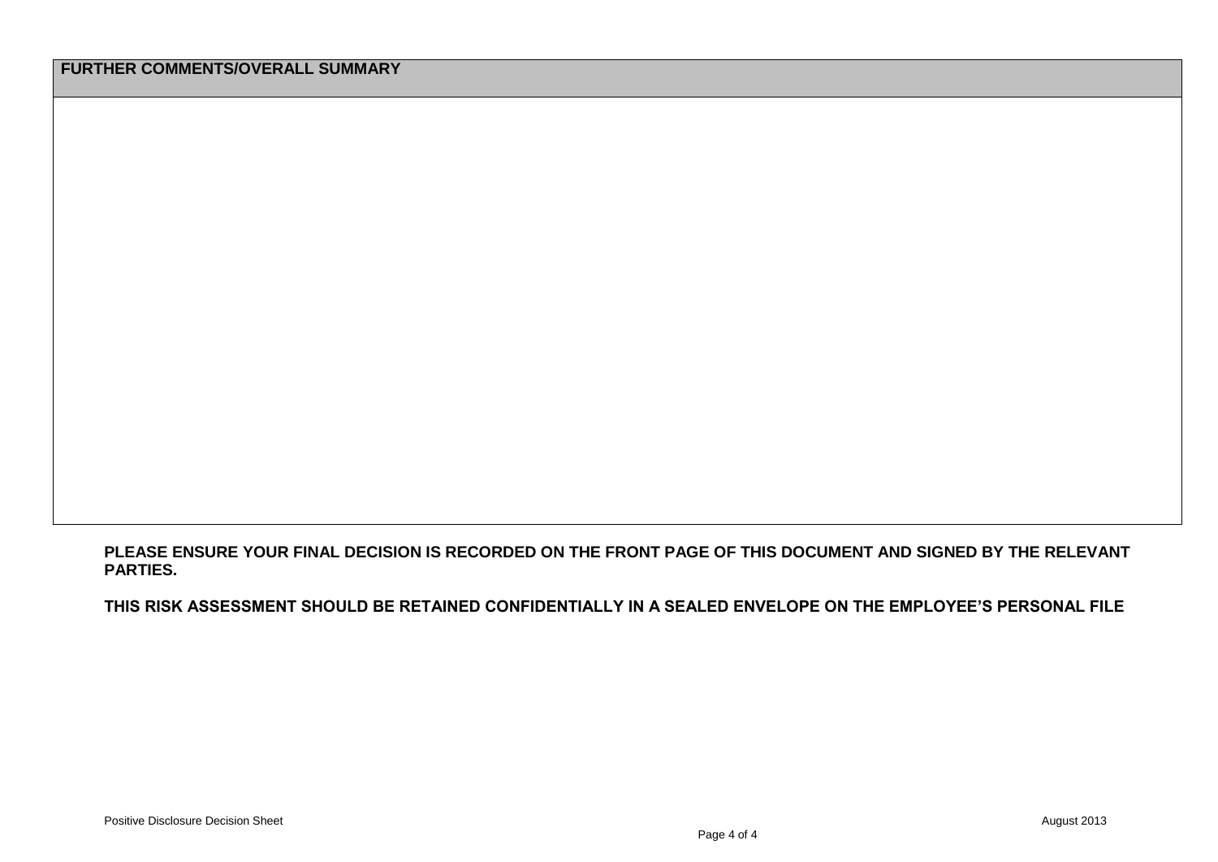| FURTHER COMMENTS/OVERALL SUMMARY |
| --- |
| |

**PLEASE ENSURE YOUR FINAL DECISION IS RECORDED ON THE FRONT PAGE OF THIS DOCUMENT AND SIGNED BY THE RELEVANT PARTIES.**

**THIS RISK ASSESSMENT SHOULD BE RETAINED CONFIDENTIALLY IN A SEALED ENVELOPE ON THE EMPLOYEE'S PERSONAL FILE**